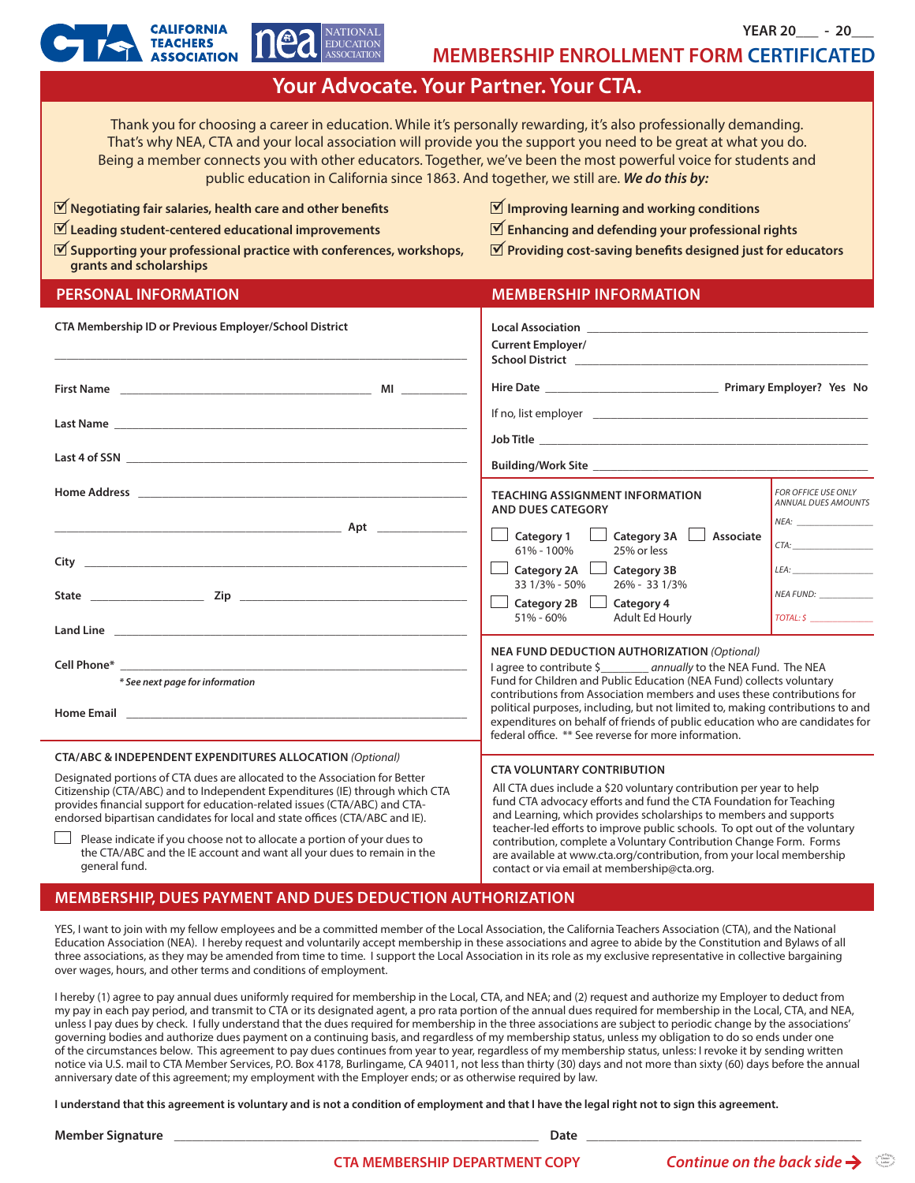CALIFORNIA TEACHERS ASSOCIATION | nea NATIONAL EDUCATION ASSOCIATION

YEAR 20___ - 20___

# MEMBERSHIP ENROLLMENT FORM CERTIFICATED

## Your Advocate. Your Partner. Your CTA.

Thank you for choosing a career in education. While it's personally rewarding, it's also professionally demanding. That's why NEA, CTA and your local association will provide you the support you need to be great at what you do. Being a member connects you with other educators. Together, we've been the most powerful voice for students and public education in California since 1863. And together, we still are. ***We do this by:***

- ☑ **Negotiating fair salaries, health care and other benefits**
- ☑ **Leading student-centered educational improvements**
- ☑ **Supporting your professional practice with conferences, workshops, grants and scholarships**
- ☑ **Improving learning and working conditions**
- ☑ **Enhancing and defending your professional rights**
- ☑ **Providing cost-saving benefits designed just for educators**

## PERSONAL INFORMATION

**CTA Membership ID or Previous Employer/School District** ______________________________

**First Name** ______________________________ **MI** ________

**Last Name** ______________________________

**Last 4 of SSN** ______________________________

**Home Address** ______________________________

______________________________ **Apt** ________

**City** ______________________________

**State** ____________ **Zip** ______________________________

**Land Line** ______________________________

**Cell Phone*** ______________________________

*\* See next page for information*

**Home Email** ______________________________

### CTA/ABC & INDEPENDENT EXPENDITURES ALLOCATION *(Optional)*

Designated portions of CTA dues are allocated to the Association for Better Citizenship (CTA/ABC) and to Independent Expenditures (IE) through which CTA provides financial support for education-related issues (CTA/ABC) and CTA-endorsed bipartisan candidates for local and state offices (CTA/ABC and IE).

☐ Please indicate if you choose not to allocate a portion of your dues to the CTA/ABC and the IE account and want all your dues to remain in the general fund.

## MEMBERSHIP INFORMATION

**Local Association** ______________________________

**Current Employer/ School District** ______________________________

**Hire Date** ____________________ **Primary Employer? Yes No**

If no, list employer ______________________________

**Job Title** ______________________________

**Building/Work Site** ______________________________

### TEACHING ASSIGNMENT INFORMATION AND DUES CATEGORY

- ☐ Category 1 — 61% - 100%
- ☐ Category 2A — 33 1/3% - 50%
- ☐ Category 2B — 51% - 60%
- ☐ Category 3A — 25% or less
- ☐ Category 3B — 26% - 33 1/3%
- ☐ Category 4 — Adult Ed Hourly
- ☐ Associate

*FOR OFFICE USE ONLY ANNUAL DUES AMOUNTS*

*NEA:* ________
*CTA:* ________
*LEA:* ________
*NEA FUND:* ________
*TOTAL: $* ________

### NEA FUND DEDUCTION AUTHORIZATION *(Optional)*

I agree to contribute $________ *annually* to the NEA Fund. The NEA Fund for Children and Public Education (NEA Fund) collects voluntary contributions from Association members and uses these contributions for political purposes, including, but not limited to, making contributions to and expenditures on behalf of friends of public education who are candidates for federal office. ** See reverse for more information.

### CTA VOLUNTARY CONTRIBUTION

All CTA dues include a $20 voluntary contribution per year to help fund CTA advocacy efforts and fund the CTA Foundation for Teaching and Learning, which provides scholarships to members and supports teacher-led efforts to improve public schools. To opt out of the voluntary contribution, complete a Voluntary Contribution Change Form. Forms are available at www.cta.org/contribution, from your local membership contact or via email at membership@cta.org.

## MEMBERSHIP, DUES PAYMENT AND DUES DEDUCTION AUTHORIZATION

YES, I want to join with my fellow employees and be a committed member of the Local Association, the California Teachers Association (CTA), and the National Education Association (NEA). I hereby request and voluntarily accept membership in these associations and agree to abide by the Constitution and Bylaws of all three associations, as they may be amended from time to time. I support the Local Association in its role as my exclusive representative in collective bargaining over wages, hours, and other terms and conditions of employment.

I hereby (1) agree to pay annual dues uniformly required for membership in the Local, CTA, and NEA; and (2) request and authorize my Employer to deduct from my pay in each pay period, and transmit to CTA or its designated agent, a pro rata portion of the annual dues required for membership in the Local, CTA, and NEA, unless I pay dues by check. I fully understand that the dues required for membership in the three associations are subject to periodic change by the associations' governing bodies and authorize dues payment on a continuing basis, and regardless of my membership status, unless my obligation to do so ends under one of the circumstances below. This agreement to pay dues continues from year to year, regardless of my membership status, unless: I revoke it by sending written notice via U.S. mail to CTA Member Services, P.O. Box 4178, Burlingame, CA 94011, not less than thirty (30) days and not more than sixty (60) days before the annual anniversary date of this agreement; my employment with the Employer ends; or as otherwise required by law.

**I understand that this agreement is voluntary and is not a condition of employment and that I have the legal right not to sign this agreement.**

**Member Signature** ______________________________ **Date** ____________________

CTA MEMBERSHIP DEPARTMENT COPY

*Continue on the back side →*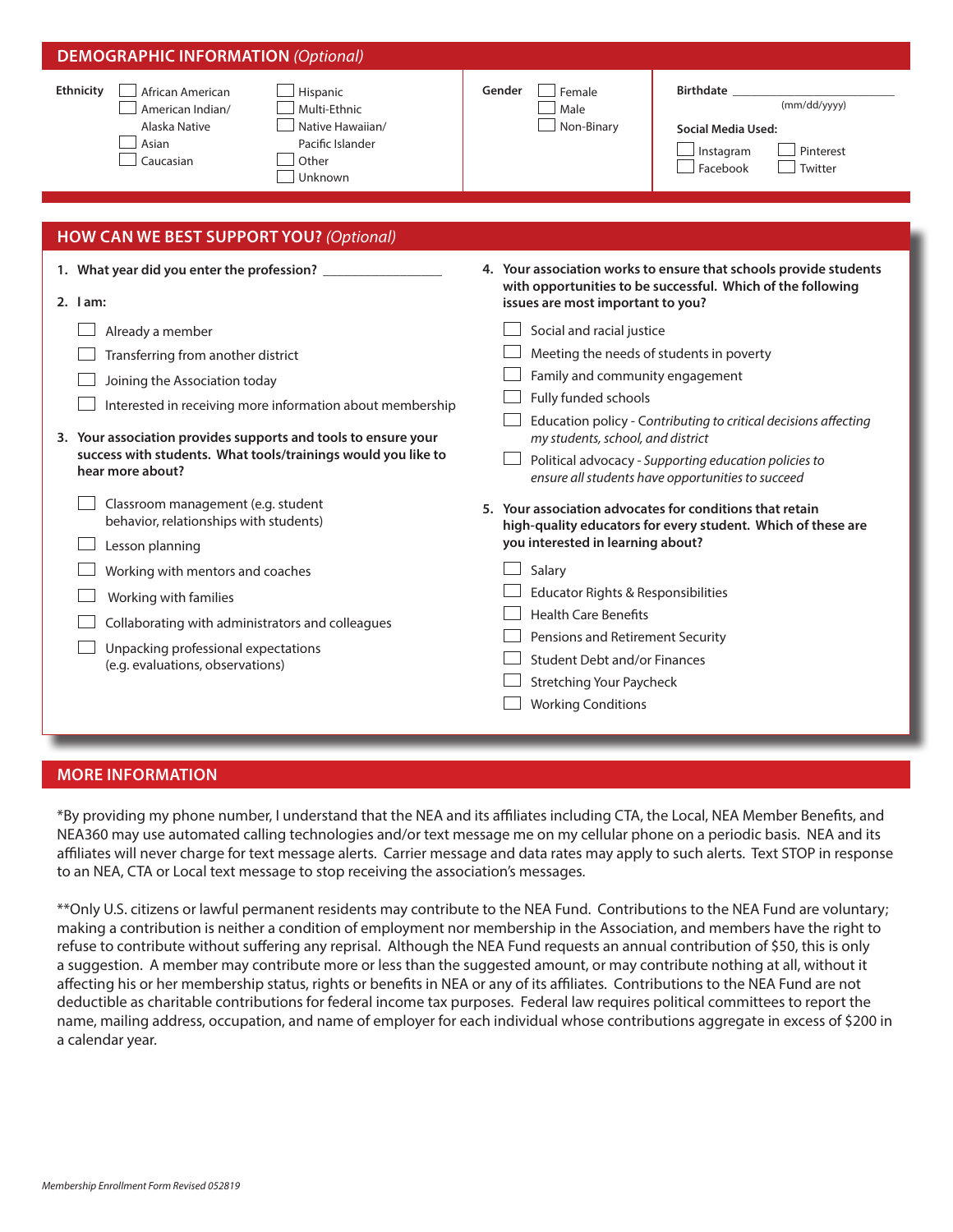## DEMOGRAPHIC INFORMATION *(Optional)*

**Ethnicity**

- ☐ African American
- ☐ American Indian/ Alaska Native
- ☐ Asian
- ☐ Caucasian
- ☐ Hispanic
- ☐ Multi-Ethnic
- ☐ Native Hawaiian/ Pacific Islander
- ☐ Other
- ☐ Unknown

**Gender**

- ☐ Female
- ☐ Male
- ☐ Non-Binary

**Birthdate** ____________________ (mm/dd/yyyy)

**Social Media Used:**

- ☐ Instagram
- ☐ Facebook
- ☐ Pinterest
- ☐ Twitter

## HOW CAN WE BEST SUPPORT YOU? *(Optional)*

1. **What year did you enter the profession?** ________________

2. **I am:**
   - ☐ Already a member
   - ☐ Transferring from another district
   - ☐ Joining the Association today
   - ☐ Interested in receiving more information about membership

3. **Your association provides supports and tools to ensure your success with students. What tools/trainings would you like to hear more about?**
   - ☐ Classroom management (e.g. student behavior, relationships with students)
   - ☐ Lesson planning
   - ☐ Working with mentors and coaches
   - ☐ Working with families
   - ☐ Collaborating with administrators and colleagues
   - ☐ Unpacking professional expectations (e.g. evaluations, observations)

4. **Your association works to ensure that schools provide students with opportunities to be successful. Which of the following issues are most important to you?**
   - ☐ Social and racial justice
   - ☐ Meeting the needs of students in poverty
   - ☐ Family and community engagement
   - ☐ Fully funded schools
   - ☐ Education policy - *Contributing to critical decisions affecting my students, school, and district*
   - ☐ Political advocacy - *Supporting education policies to ensure all students have opportunities to succeed*

5. **Your association advocates for conditions that retain high-quality educators for every student. Which of these are you interested in learning about?**
   - ☐ Salary
   - ☐ Educator Rights & Responsibilities
   - ☐ Health Care Benefits
   - ☐ Pensions and Retirement Security
   - ☐ Student Debt and/or Finances
   - ☐ Stretching Your Paycheck
   - ☐ Working Conditions

## MORE INFORMATION

*By providing my phone number, I understand that the NEA and its affiliates including CTA, the Local, NEA Member Benefits, and NEA360 may use automated calling technologies and/or text message me on my cellular phone on a periodic basis. NEA and its affiliates will never charge for text message alerts. Carrier message and data rates may apply to such alerts. Text STOP in response to an NEA, CTA or Local text message to stop receiving the association's messages.

**Only U.S. citizens or lawful permanent residents may contribute to the NEA Fund. Contributions to the NEA Fund are voluntary; making a contribution is neither a condition of employment nor membership in the Association, and members have the right to refuse to contribute without suffering any reprisal. Although the NEA Fund requests an annual contribution of $50, this is only a suggestion. A member may contribute more or less than the suggested amount, or may contribute nothing at all, without it affecting his or her membership status, rights or benefits in NEA or any of its affiliates. Contributions to the NEA Fund are not deductible as charitable contributions for federal income tax purposes. Federal law requires political committees to report the name, mailing address, occupation, and name of employer for each individual whose contributions aggregate in excess of $200 in a calendar year.

*Membership Enrollment Form Revised 052819*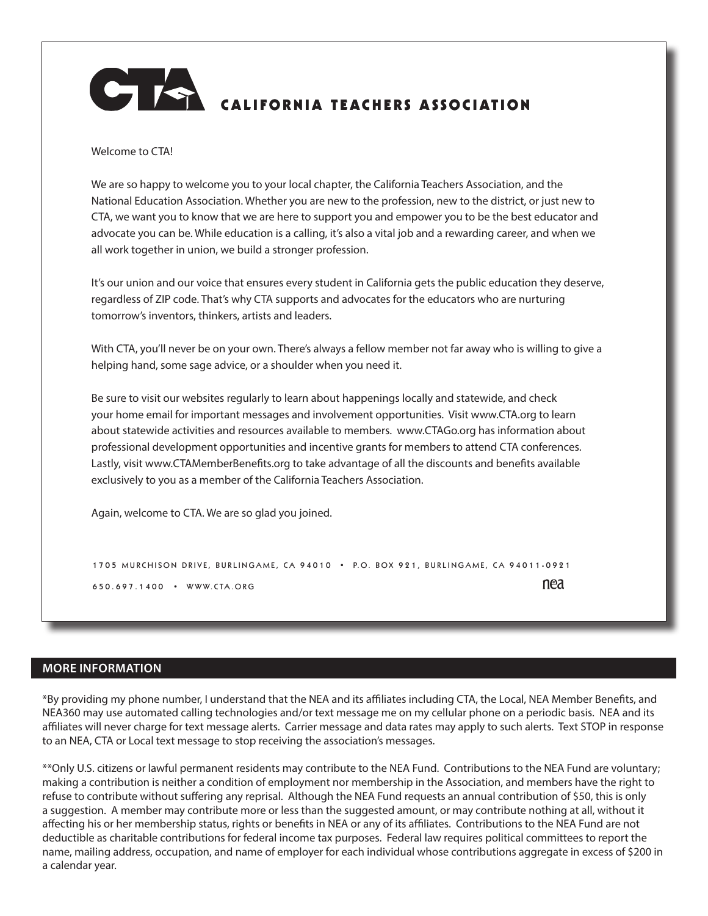# CTA CALIFORNIA TEACHERS ASSOCIATION

Welcome to CTA!

We are so happy to welcome you to your local chapter, the California Teachers Association, and the National Education Association. Whether you are new to the profession, new to the district, or just new to CTA, we want you to know that we are here to support you and empower you to be the best educator and advocate you can be. While education is a calling, it's also a vital job and a rewarding career, and when we all work together in union, we build a stronger profession.

It's our union and our voice that ensures every student in California gets the public education they deserve, regardless of ZIP code. That's why CTA supports and advocates for the educators who are nurturing tomorrow's inventors, thinkers, artists and leaders.

With CTA, you'll never be on your own. There's always a fellow member not far away who is willing to give a helping hand, some sage advice, or a shoulder when you need it.

Be sure to visit our websites regularly to learn about happenings locally and statewide, and check your home email for important messages and involvement opportunities. Visit www.CTA.org to learn about statewide activities and resources available to members. www.CTAGo.org has information about professional development opportunities and incentive grants for members to attend CTA conferences. Lastly, visit www.CTAMemberBenefits.org to take advantage of all the discounts and benefits available exclusively to you as a member of the California Teachers Association.

Again, welcome to CTA. We are so glad you joined.

1705 MURCHISON DRIVE, BURLINGAME, CA 94010 • P.O. BOX 921, BURLINGAME, CA 94011-0921

650.697.1400 • WWW.CTA.ORG

nea

## MORE INFORMATION

*By providing my phone number, I understand that the NEA and its affiliates including CTA, the Local, NEA Member Benefits, and NEA360 may use automated calling technologies and/or text message me on my cellular phone on a periodic basis. NEA and its affiliates will never charge for text message alerts. Carrier message and data rates may apply to such alerts. Text STOP in response to an NEA, CTA or Local text message to stop receiving the association's messages.

**Only U.S. citizens or lawful permanent residents may contribute to the NEA Fund. Contributions to the NEA Fund are voluntary; making a contribution is neither a condition of employment nor membership in the Association, and members have the right to refuse to contribute without suffering any reprisal. Although the NEA Fund requests an annual contribution of $50, this is only a suggestion. A member may contribute more or less than the suggested amount, or may contribute nothing at all, without it affecting his or her membership status, rights or benefits in NEA or any of its affiliates. Contributions to the NEA Fund are not deductible as charitable contributions for federal income tax purposes. Federal law requires political committees to report the name, mailing address, occupation, and name of employer for each individual whose contributions aggregate in excess of $200 in a calendar year.